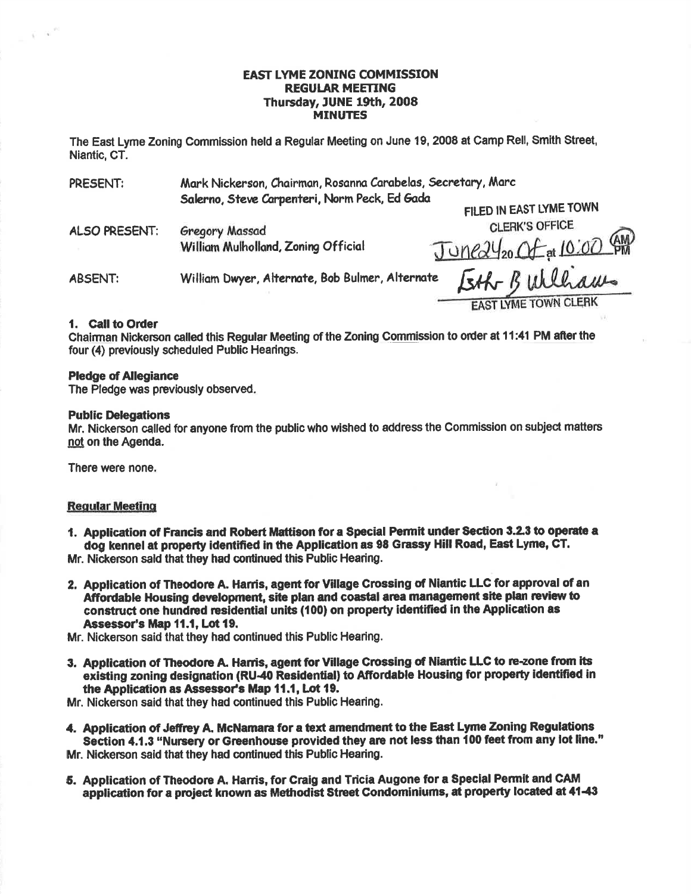# EAST LYME ZONING COMMISSION
## REGULAR MEETING
## Thursday, JUNE 19th, 2008
## MINUTES

The East Lyme Zoning Commission held a Regular Meeting on June 19, 2008 at Camp Rell, Smith Street, Niantic, CT.

PRESENT: Mark Nickerson, Chairman, Rosanna Carabelas, Secretary, Marc Salerno, Steve Carpenteri, Norm Peck, Ed Gada

ALSO PRESENT: Gregory Massad
William Mulholland, Zoning Official

ABSENT: William Dwyer, Alternate, Bob Bulmer, Alternate

FILED IN EAST LYME TOWN CLERK'S OFFICE
June 24 20 08 at 10:00 AM
Esther B Williams
EAST LYME TOWN CLERK

**1. Call to Order**

Chairman Nickerson called this Regular Meeting of the Zoning Commission to order at 11:41 PM after the four (4) previously scheduled Public Hearings.

**Pledge of Allegiance**

The Pledge was previously observed.

**Public Delegations**

Mr. Nickerson called for anyone from the public who wished to address the Commission on subject matters not on the Agenda.

There were none.

**Regular Meeting**

**1. Application of Francis and Robert Mattison for a Special Permit under Section 3.2.3 to operate a dog kennel at property identified in the Application as 98 Grassy Hill Road, East Lyme, CT.**

Mr. Nickerson said that they had continued this Public Hearing.

**2. Application of Theodore A. Harris, agent for Village Crossing of Niantic LLC for approval of an Affordable Housing development, site plan and coastal area management site plan review to construct one hundred residential units (100) on property identified in the Application as Assessor's Map 11.1, Lot 19.**

Mr. Nickerson said that they had continued this Public Hearing.

**3. Application of Theodore A. Harris, agent for Village Crossing of Niantic LLC to re-zone from its existing zoning designation (RU-40 Residential) to Affordable Housing for property identified in the Application as Assessor's Map 11.1, Lot 19.**

Mr. Nickerson said that they had continued this Public Hearing.

**4. Application of Jeffrey A. McNamara for a text amendment to the East Lyme Zoning Regulations Section 4.1.3 "Nursery or Greenhouse provided they are not less than 100 feet from any lot line."**

Mr. Nickerson said that they had continued this Public Hearing.

**5. Application of Theodore A. Harris, for Craig and Tricia Augone for a Special Permit and CAM application for a project known as Methodist Street Condominiums, at property located at 41-43**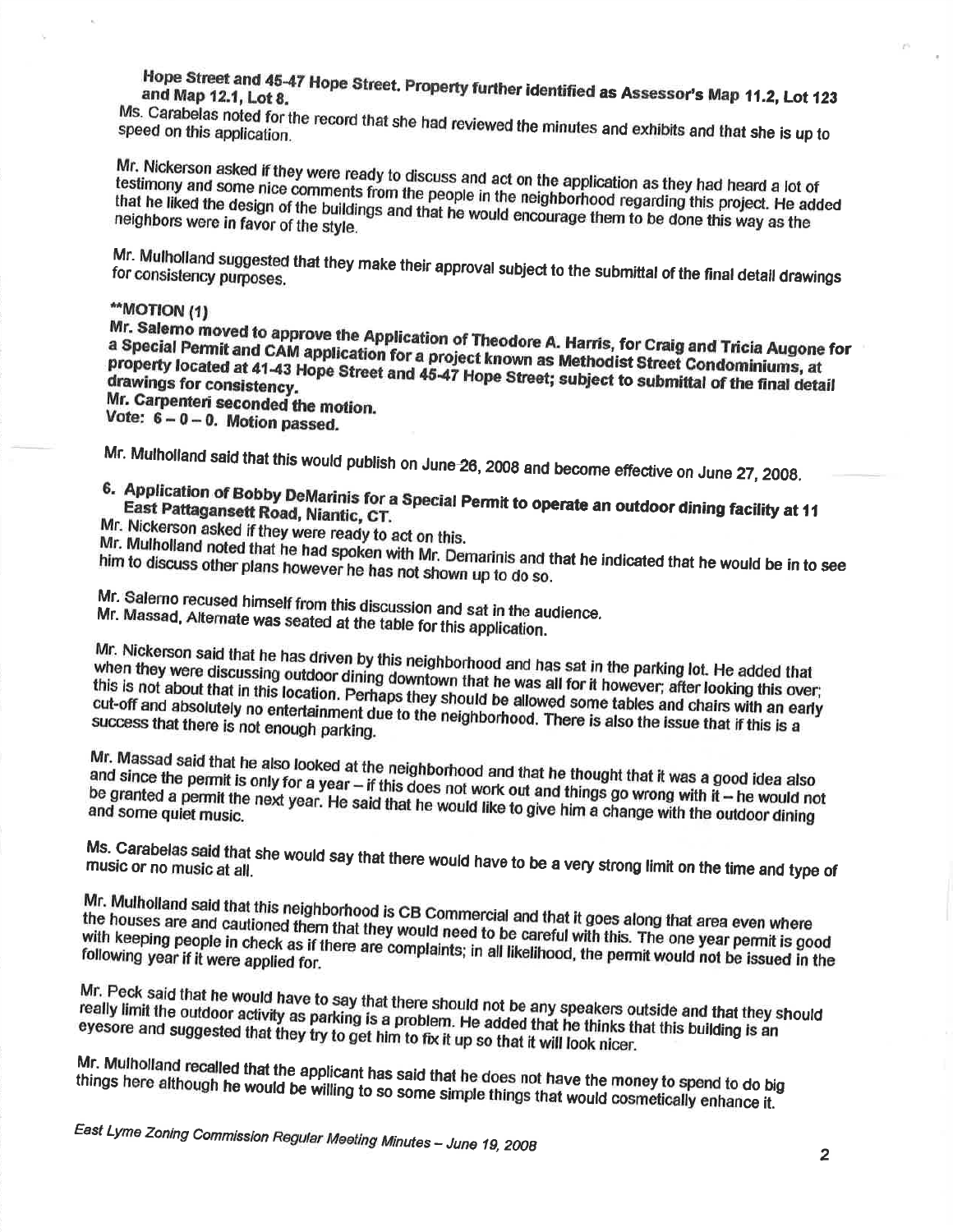**Hope Street and 45-47 Hope Street. Property further identified as Assessor's Map 11.2, Lot 123 and Map 12.1, Lot 8.**

Ms. Carabelas noted for the record that she had reviewed the minutes and exhibits and that she is up to speed on this application.

Mr. Nickerson asked if they were ready to discuss and act on the application as they had heard a lot of testimony and some nice comments from the people in the neighborhood regarding this project. He added that he liked the design of the buildings and that he would encourage them to be done this way as the neighbors were in favor of the style.

Mr. Mulholland suggested that they make their approval subject to the submittal of the final detail drawings for consistency purposes.

****MOTION (1)**

**Mr. Salemo moved to approve the Application of Theodore A. Harris, for Craig and Tricia Augone for a Special Permit and CAM application for a project known as Methodist Street Condominiums, at property located at 41-43 Hope Street and 45-47 Hope Street; subject to submittal of the final detail drawings for consistency.**

**Mr. Carpenteri seconded the motion.**

**Vote: 6 – 0 – 0. Motion passed.**

Mr. Mulholland said that this would publish on June 26, 2008 and become effective on June 27, 2008.

**6. Application of Bobby DeMarinis for a Special Permit to operate an outdoor dining facility at 11 East Pattagansett Road, Niantic, CT.**

Mr. Nickerson asked if they were ready to act on this.

Mr. Mulholland noted that he had spoken with Mr. Demarinis and that he indicated that he would be in to see him to discuss other plans however he has not shown up to do so.

Mr. Salemo recused himself from this discussion and sat in the audience.

Mr. Massad, Alternate was seated at the table for this application.

Mr. Nickerson said that he has driven by this neighborhood and has sat in the parking lot. He added that when they were discussing outdoor dining downtown that he was all for it however; after looking this over; this is not about that in this location. Perhaps they should be allowed some tables and chairs with an early cut-off and absolutely no entertainment due to the neighborhood. There is also the issue that if this is a success that there is not enough parking.

Mr. Massad said that he also looked at the neighborhood and that he thought that it was a good idea also and since the permit is only for a year – if this does not work out and things go wrong with it – he would not be granted a permit the next year. He said that he would like to give him a change with the outdoor dining and some quiet music.

Ms. Carabelas said that she would say that there would have to be a very strong limit on the time and type of music or no music at all.

Mr. Mulholland said that this neighborhood is CB Commercial and that it goes along that area even where the houses are and cautioned them that they would need to be careful with this. The one year permit is good with keeping people in check as if there are complaints; in all likelihood, the permit would not be issued in the following year if it were applied for.

Mr. Peck said that he would have to say that there should not be any speakers outside and that they should really limit the outdoor activity as parking is a problem. He added that he thinks that this building is an eyesore and suggested that they try to get him to fix it up so that it will look nicer.

Mr. Mulholland recalled that the applicant has said that he does not have the money to spend to do big things here although he would be willing to so some simple things that would cosmetically enhance it.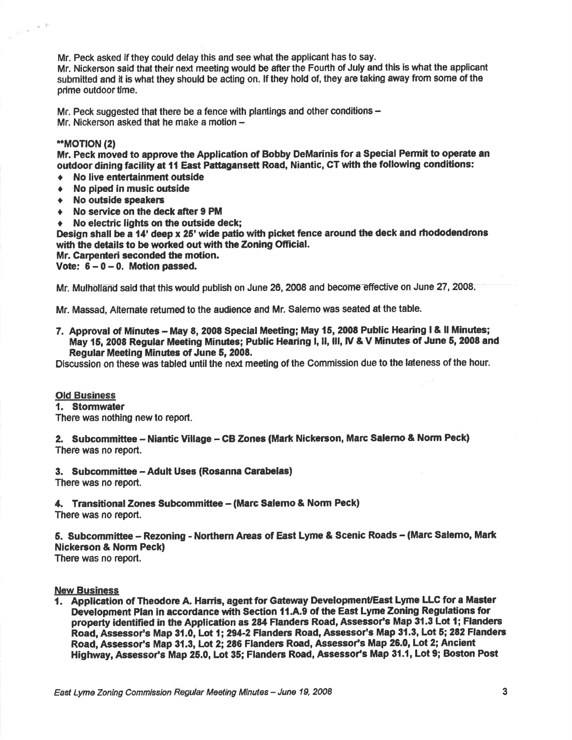Mr. Peck asked if they could delay this and see what the applicant has to say.
Mr. Nickerson said that their next meeting would be after the Fourth of July and this is what the applicant submitted and it is what they should be acting on. If they hold of, they are taking away from some of the prime outdoor time.

Mr. Peck suggested that there be a fence with plantings and other conditions –
Mr. Nickerson asked that he make a motion –

**\*\*MOTION (2)**
**Mr. Peck moved to approve the Application of Bobby DeMarinis for a Special Permit to operate an outdoor dining facility at 11 East Pattagansett Road, Niantic, CT with the following conditions:**

- **No live entertainment outside**
- **No piped in music outside**
- **No outside speakers**
- **No service on the deck after 9 PM**
- **No electric lights on the outside deck;**

**Design shall be a 14' deep x 25' wide patio with picket fence around the deck and rhododendrons with the details to be worked out with the Zoning Official.**
**Mr. Carpenteri seconded the motion.**
**Vote: 6 – 0 – 0. Motion passed.**

Mr. Mulholland said that this would publish on June 26, 2008 and become effective on June 27, 2008.

Mr. Massad, Alternate returned to the audience and Mr. Salerno was seated at the table.

7. **Approval of Minutes – May 8, 2008 Special Meeting; May 15, 2008 Public Hearing I & II Minutes; May 15, 2008 Regular Meeting Minutes; Public Hearing I, II, III, IV & V Minutes of June 5, 2008 and Regular Meeting Minutes of June 5, 2008.**

Discussion on these was tabled until the next meeting of the Commission due to the lateness of the hour.

## Old Business

**1. Stormwater**
There was nothing new to report.

**2. Subcommittee – Niantic Village – CB Zones (Mark Nickerson, Marc Salerno & Norm Peck)**
There was no report.

**3. Subcommittee – Adult Uses (Rosanna Carabelas)**
There was no report.

**4. Transitional Zones Subcommittee – (Marc Salerno & Norm Peck)**
There was no report.

**5. Subcommittee – Rezoning - Northern Areas of East Lyme & Scenic Roads – (Marc Salerno, Mark Nickerson & Norm Peck)**
There was no report.

## New Business

1. **Application of Theodore A. Harris, agent for Gateway Development/East Lyme LLC for a Master Development Plan in accordance with Section 11.A.9 of the East Lyme Zoning Regulations for property identified in the Application as 284 Flanders Road, Assessor's Map 31.3 Lot 1; Flanders Road, Assessor's Map 31.0, Lot 1; 294-2 Flanders Road, Assessor's Map 31.3, Lot 5; 282 Flanders Road, Assessor's Map 31.3, Lot 2; 286 Flanders Road, Assessor's Map 26.0, Lot 2; Ancient Highway, Assessor's Map 25.0, Lot 35; Flanders Road, Assessor's Map 31.1, Lot 9; Boston Post**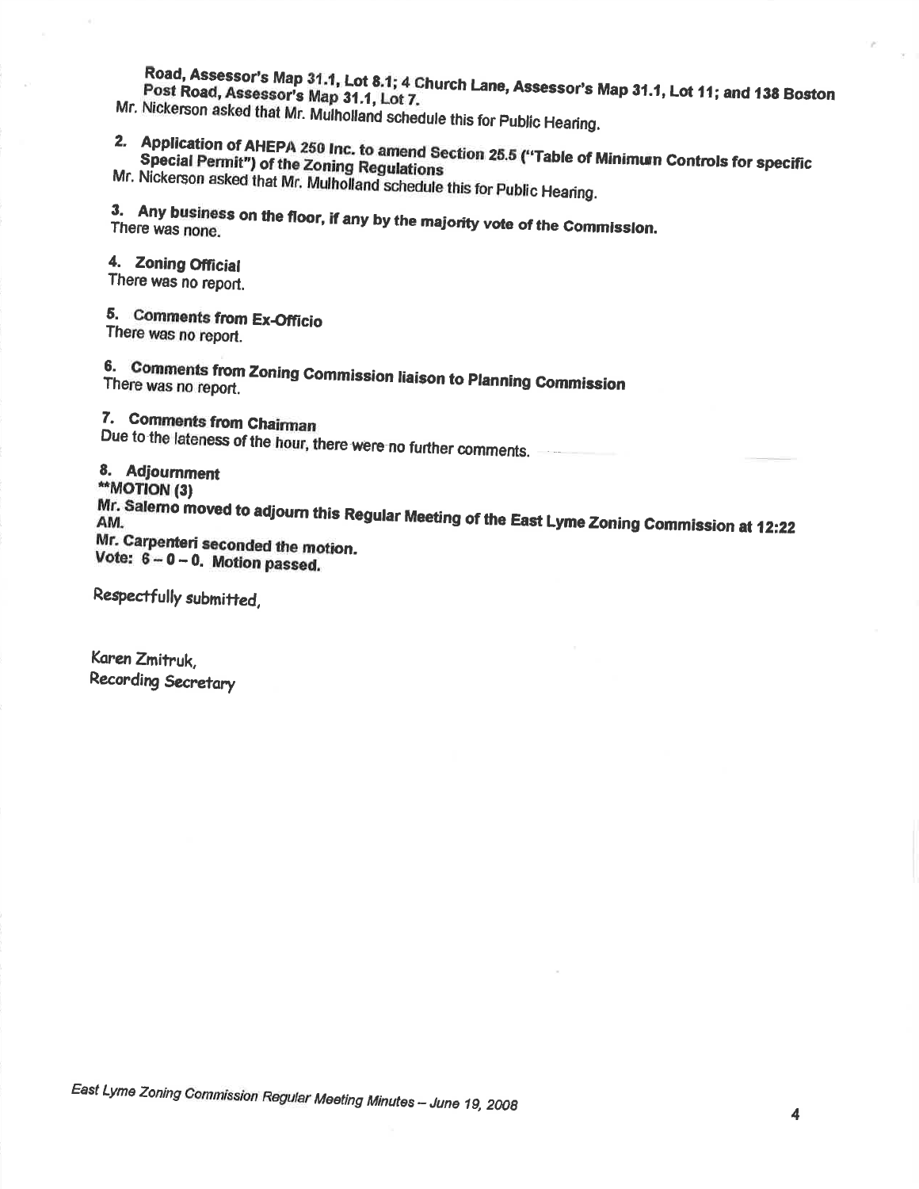**Road, Assessor's Map 31.1, Lot 8.1; 4 Church Lane, Assessor's Map 31.1, Lot 11; and 138 Boston Post Road, Assessor's Map 31.1, Lot 7.**

Mr. Nickerson asked that Mr. Mulholland schedule this for Public Hearing.

**2. Application of AHEPA 250 Inc. to amend Section 25.5 ("Table of Minimum Controls for specific Special Permit") of the Zoning Regulations**

Mr. Nickerson asked that Mr. Mulholland schedule this for Public Hearing.

**3. Any business on the floor, if any by the majority vote of the Commission.**

There was none.

**4. Zoning Official**

There was no report.

**5. Comments from Ex-Officio**

There was no report.

**6. Comments from Zoning Commission liaison to Planning Commission**

There was no report.

**7. Comments from Chairman**

Due to the lateness of the hour, there were no further comments.

**8. Adjournment**

****MOTION (3)**

**Mr. Salerno moved to adjourn this Regular Meeting of the East Lyme Zoning Commission at 12:22 AM.**

**Mr. Carpenteri seconded the motion.**

**Vote: 6 – 0 – 0. Motion passed.**

Respectfully submitted,

Karen Zmitruk,
Recording Secretary